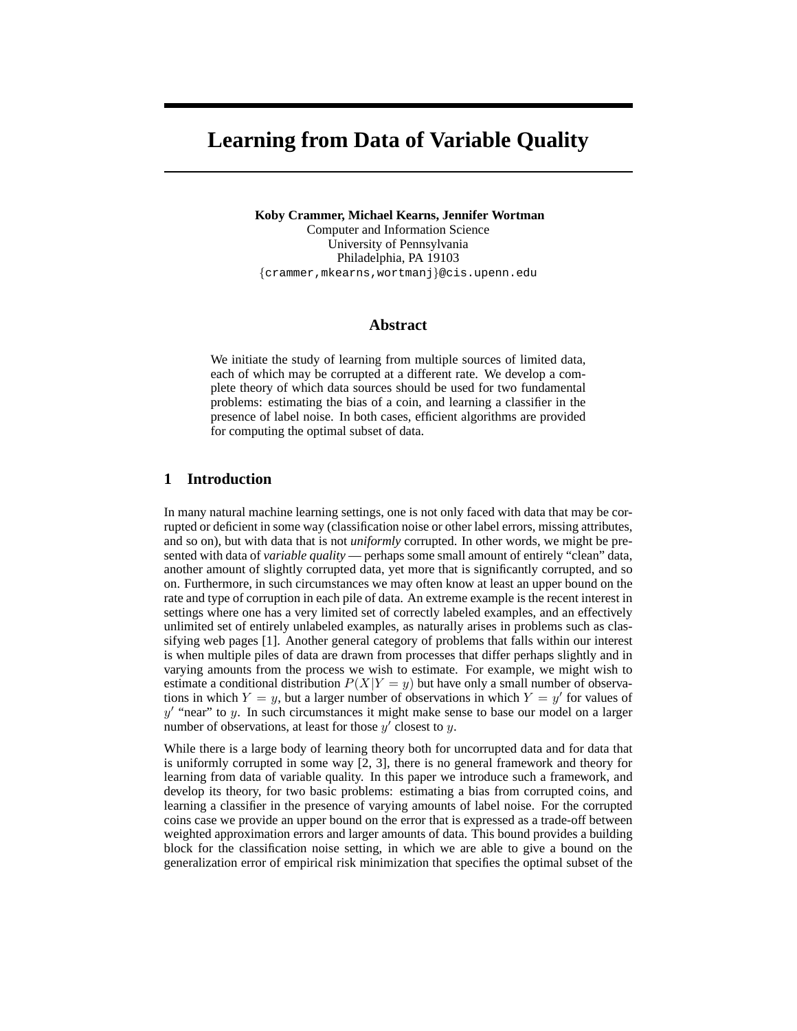# Learning from Data of Variable Quality

**Koby Crammer, Michael Kearns, Jennifer Wortman**
Computer and Information Science
University of Pennsylvania
Philadelphia, PA 19103
{crammer,mkearns,wortmanj}@cis.upenn.edu

## Abstract

We initiate the study of learning from multiple sources of limited data, each of which may be corrupted at a different rate. We develop a complete theory of which data sources should be used for two fundamental problems: estimating the bias of a coin, and learning a classifier in the presence of label noise. In both cases, efficient algorithms are provided for computing the optimal subset of data.

## 1 Introduction

In many natural machine learning settings, one is not only faced with data that may be corrupted or deficient in some way (classification noise or other label errors, missing attributes, and so on), but with data that is not *uniformly* corrupted. In other words, we might be presented with data of *variable quality* — perhaps some small amount of entirely "clean" data, another amount of slightly corrupted data, yet more that is significantly corrupted, and so on. Furthermore, in such circumstances we may often know at least an upper bound on the rate and type of corruption in each pile of data. An extreme example is the recent interest in settings where one has a very limited set of correctly labeled examples, and an effectively unlimited set of entirely unlabeled examples, as naturally arises in problems such as classifying web pages [1]. Another general category of problems that falls within our interest is when multiple piles of data are drawn from processes that differ perhaps slightly and in varying amounts from the process we wish to estimate. For example, we might wish to estimate a conditional distribution $P(X|Y = y)$ but have only a small number of observations in which $Y = y$, but a larger number of observations in which $Y = y'$ for values of $y'$ "near" to $y$. In such circumstances it might make sense to base our model on a larger number of observations, at least for those $y'$ closest to $y$.

While there is a large body of learning theory both for uncorrupted data and for data that is uniformly corrupted in some way [2, 3], there is no general framework and theory for learning from data of variable quality. In this paper we introduce such a framework, and develop its theory, for two basic problems: estimating a bias from corrupted coins, and learning a classifier in the presence of varying amounts of label noise. For the corrupted coins case we provide an upper bound on the error that is expressed as a trade-off between weighted approximation errors and larger amounts of data. This bound provides a building block for the classification noise setting, in which we are able to give a bound on the generalization error of empirical risk minimization that specifies the optimal subset of the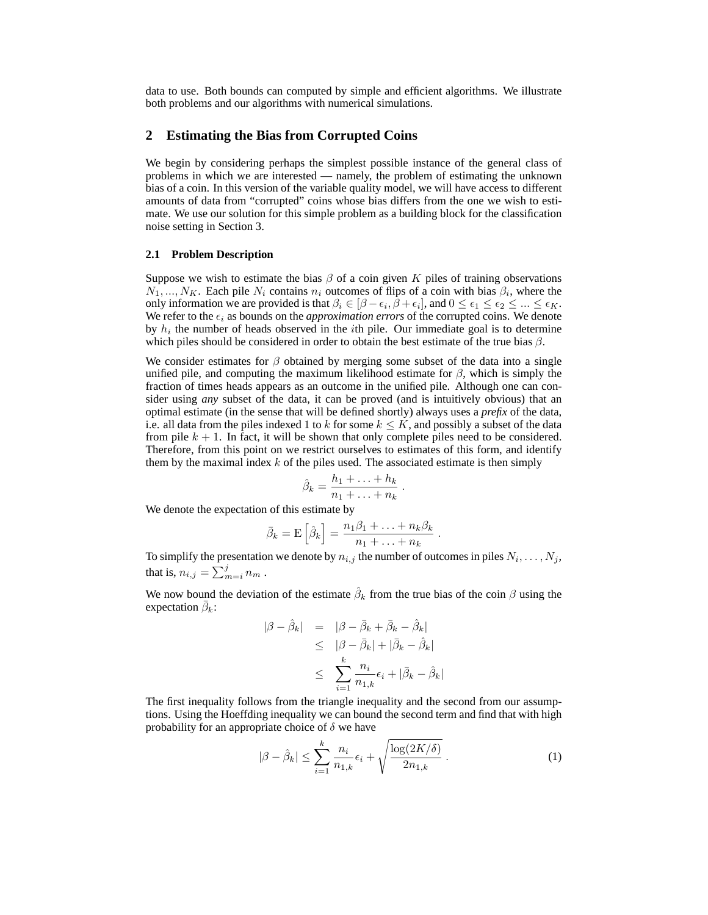data to use. Both bounds can computed by simple and efficient algorithms. We illustrate both problems and our algorithms with numerical simulations.

## 2 Estimating the Bias from Corrupted Coins

We begin by considering perhaps the simplest possible instance of the general class of problems in which we are interested — namely, the problem of estimating the unknown bias of a coin. In this version of the variable quality model, we will have access to different amounts of data from "corrupted" coins whose bias differs from the one we wish to estimate. We use our solution for this simple problem as a building block for the classification noise setting in Section 3.

### 2.1 Problem Description

Suppose we wish to estimate the bias $\beta$ of a coin given $K$ piles of training observations $N_1, ..., N_K$. Each pile $N_i$ contains $n_i$ outcomes of flips of a coin with bias $\beta_i$, where the only information we are provided is that $\beta_i \in [\beta - \epsilon_i, \beta + \epsilon_i]$, and $0 \leq \epsilon_1 \leq \epsilon_2 \leq ... \leq \epsilon_K$. We refer to the $\epsilon_i$ as bounds on the *approximation errors* of the corrupted coins. We denote by $h_i$ the number of heads observed in the $i$th pile. Our immediate goal is to determine which piles should be considered in order to obtain the best estimate of the true bias $\beta$.

We consider estimates for $\beta$ obtained by merging some subset of the data into a single unified pile, and computing the maximum likelihood estimate for $\beta$, which is simply the fraction of times heads appears as an outcome in the unified pile. Although one can consider using *any* subset of the data, it can be proved (and is intuitively obvious) that an optimal estimate (in the sense that will be defined shortly) always uses a *prefix* of the data, i.e. all data from the piles indexed 1 to $k$ for some $k \leq K$, and possibly a subset of the data from pile $k+1$. In fact, it will be shown that only complete piles need to be considered. Therefore, from this point on we restrict ourselves to estimates of this form, and identify them by the maximal index $k$ of the piles used. The associated estimate is then simply

$$\hat{\beta}_k = \frac{h_1 + \ldots + h_k}{n_1 + \ldots + n_k} \, .$$

We denote the expectation of this estimate by

$$\bar{\beta}_k = \mathrm{E}\left[\hat{\beta}_k\right] = \frac{n_1\beta_1 + \ldots + n_k\beta_k}{n_1 + \ldots + n_k} \, .$$

To simplify the presentation we denote by $n_{i,j}$ the number of outcomes in piles $N_i, \ldots, N_j$, that is, $n_{i,j} = \sum_{m=i}^{j} n_m$ .

We now bound the deviation of the estimate $\hat{\beta}_k$ from the true bias of the coin $\beta$ using the expectation $\bar{\beta}_k$:

$$\begin{aligned}
|\beta - \hat{\beta}_k| &= |\beta - \bar{\beta}_k + \bar{\beta}_k - \hat{\beta}_k| \\
&\leq |\beta - \bar{\beta}_k| + |\bar{\beta}_k - \hat{\beta}_k| \\
&\leq \sum_{i=1}^{k} \frac{n_i}{n_{1,k}} \epsilon_i + |\bar{\beta}_k - \hat{\beta}_k|
\end{aligned}$$

The first inequality follows from the triangle inequality and the second from our assumptions. Using the Hoeffding inequality we can bound the second term and find that with high probability for an appropriate choice of $\delta$ we have

$$|\beta - \hat{\beta}_k| \leq \sum_{i=1}^{k} \frac{n_i}{n_{1,k}} \epsilon_i + \sqrt{\frac{\log(2K/\delta)}{2n_{1,k}}} \, . \tag{1}$$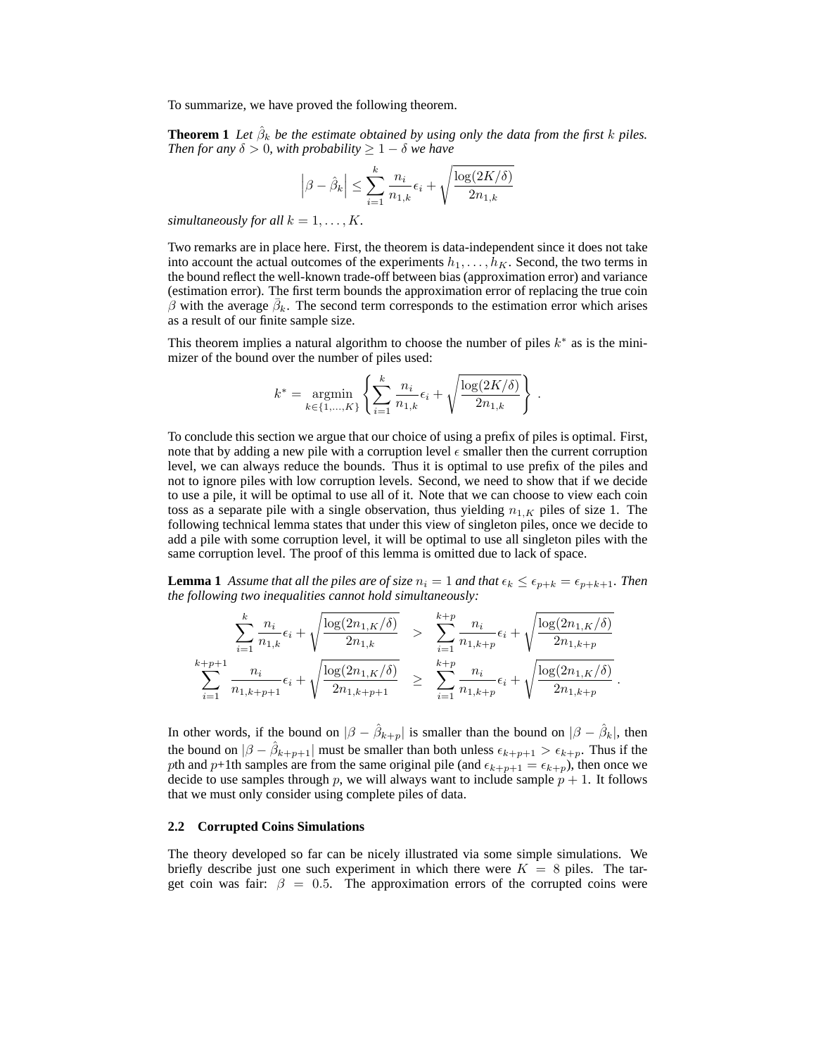To summarize, we have proved the following theorem.

**Theorem 1** *Let $\hat{\beta}_k$ be the estimate obtained by using only the data from the first $k$ piles. Then for any $\delta > 0$, with probability $\geq 1 - \delta$ we have*

$$\left|\beta - \hat{\beta}_k\right| \leq \sum_{i=1}^{k} \frac{n_i}{n_{1,k}} \epsilon_i + \sqrt{\frac{\log(2K/\delta)}{2n_{1,k}}}$$

*simultaneously for all $k = 1, \ldots, K$.*

Two remarks are in place here. First, the theorem is data-independent since it does not take into account the actual outcomes of the experiments $h_1, \ldots, h_K$. Second, the two terms in the bound reflect the well-known trade-off between bias (approximation error) and variance (estimation error). The first term bounds the approximation error of replacing the true coin $\beta$ with the average $\bar{\beta}_k$. The second term corresponds to the estimation error which arises as a result of our finite sample size.

This theorem implies a natural algorithm to choose the number of piles $k^*$ as is the minimizer of the bound over the number of piles used:

$$k^* = \operatorname*{argmin}_{k \in \{1,\ldots,K\}} \left\{ \sum_{i=1}^{k} \frac{n_i}{n_{1,k}} \epsilon_i + \sqrt{\frac{\log(2K/\delta)}{2n_{1,k}}} \right\} .$$

To conclude this section we argue that our choice of using a prefix of piles is optimal. First, note that by adding a new pile with a corruption level $\epsilon$ smaller then the current corruption level, we can always reduce the bounds. Thus it is optimal to use prefix of the piles and not to ignore piles with low corruption levels. Second, we need to show that if we decide to use a pile, it will be optimal to use all of it. Note that we can choose to view each coin toss as a separate pile with a single observation, thus yielding $n_{1,K}$ piles of size 1. The following technical lemma states that under this view of singleton piles, once we decide to add a pile with some corruption level, it will be optimal to use all singleton piles with the same corruption level. The proof of this lemma is omitted due to lack of space.

**Lemma 1** *Assume that all the piles are of size $n_i = 1$ and that $\epsilon_k \leq \epsilon_{p+k} = \epsilon_{p+k+1}$. Then the following two inequalities cannot hold simultaneously:*

$$\begin{aligned}
\sum_{i=1}^{k} \frac{n_i}{n_{1,k}} \epsilon_i + \sqrt{\frac{\log(2n_{1,K}/\delta)}{2n_{1,k}}} &> \sum_{i=1}^{k+p} \frac{n_i}{n_{1,k+p}} \epsilon_i + \sqrt{\frac{\log(2n_{1,K}/\delta)}{2n_{1,k+p}}} \\
\sum_{i=1}^{k+p+1} \frac{n_i}{n_{1,k+p+1}} \epsilon_i + \sqrt{\frac{\log(2n_{1,K}/\delta)}{2n_{1,k+p+1}}} &\geq \sum_{i=1}^{k+p} \frac{n_i}{n_{1,k+p}} \epsilon_i + \sqrt{\frac{\log(2n_{1,K}/\delta)}{2n_{1,k+p}}} .
\end{aligned}$$

In other words, if the bound on $|\beta - \hat{\beta}_{k+p}|$ is smaller than the bound on $|\beta - \hat{\beta}_k|$, then the bound on $|\beta - \hat{\beta}_{k+p+1}|$ must be smaller than both unless $\epsilon_{k+p+1} > \epsilon_{k+p}$. Thus if the $p$th and $p$+1th samples are from the same original pile (and $\epsilon_{k+p+1} = \epsilon_{k+p}$), then once we decide to use samples through $p$, we will always want to include sample $p + 1$. It follows that we must only consider using complete piles of data.

### 2.2 Corrupted Coins Simulations

The theory developed so far can be nicely illustrated via some simple simulations. We briefly describe just one such experiment in which there were $K = 8$ piles. The target coin was fair: $\beta = 0.5$. The approximation errors of the corrupted coins were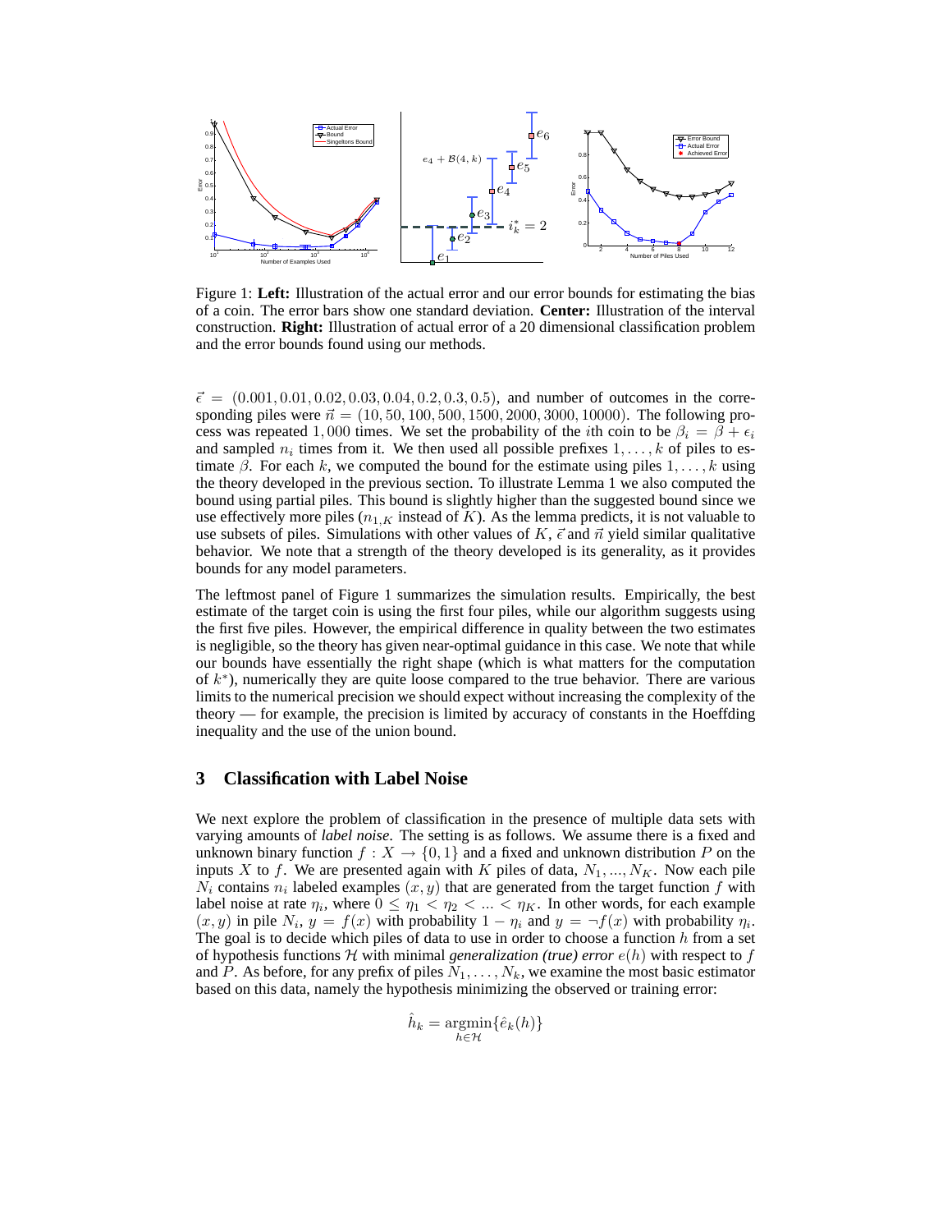Figure 1: **Left:** Illustration of the actual error and our error bounds for estimating the bias of a coin. The error bars show one standard deviation. **Center:** Illustration of the interval construction. **Right:** Illustration of actual error of a 20 dimensional classification problem and the error bounds found using our methods.

$\vec{\epsilon} = (0.001, 0.01, 0.02, 0.03, 0.04, 0.2, 0.3, 0.5)$, and number of outcomes in the corresponding piles were $\vec{n} = (10, 50, 100, 500, 1500, 2000, 3000, 10000)$. The following process was repeated $1,000$ times. We set the probability of the $i$th coin to be $\beta_i = \beta + \epsilon_i$ and sampled $n_i$ times from it. We then used all possible prefixes $1, \ldots, k$ of piles to estimate $\beta$. For each $k$, we computed the bound for the estimate using piles $1, \ldots, k$ using the theory developed in the previous section. To illustrate Lemma 1 we also computed the bound using partial piles. This bound is slightly higher than the suggested bound since we use effectively more piles ($n_{1,K}$ instead of $K$). As the lemma predicts, it is not valuable to use subsets of piles. Simulations with other values of $K$, $\vec{\epsilon}$ and $\vec{n}$ yield similar qualitative behavior. We note that a strength of the theory developed is its generality, as it provides bounds for any model parameters.

The leftmost panel of Figure 1 summarizes the simulation results. Empirically, the best estimate of the target coin is using the first four piles, while our algorithm suggests using the first five piles. However, the empirical difference in quality between the two estimates is negligible, so the theory has given near-optimal guidance in this case. We note that while our bounds have essentially the right shape (which is what matters for the computation of $k^*$), numerically they are quite loose compared to the true behavior. There are various limits to the numerical precision we should expect without increasing the complexity of the theory — for example, the precision is limited by accuracy of constants in the Hoeffding inequality and the use of the union bound.

## 3 Classification with Label Noise

We next explore the problem of classification in the presence of multiple data sets with varying amounts of *label noise*. The setting is as follows. We assume there is a fixed and unknown binary function $f : X \to \{0, 1\}$ and a fixed and unknown distribution $P$ on the inputs $X$ to $f$. We are presented again with $K$ piles of data, $N_1, ..., N_K$. Now each pile $N_i$ contains $n_i$ labeled examples $(x, y)$ that are generated from the target function $f$ with label noise at rate $\eta_i$, where $0 \leq \eta_1 < \eta_2 < ... < \eta_K$. In other words, for each example $(x, y)$ in pile $N_i$, $y = f(x)$ with probability $1 - \eta_i$ and $y = \neg f(x)$ with probability $\eta_i$. The goal is to decide which piles of data to use in order to choose a function $h$ from a set of hypothesis functions $\mathcal{H}$ with minimal *generalization (true) error* $e(h)$ with respect to $f$ and $P$. As before, for any prefix of piles $N_1, \ldots, N_k$, we examine the most basic estimator based on this data, namely the hypothesis minimizing the observed or training error:

$$\hat{h}_k = \underset{h \in \mathcal{H}}{\text{argmin}} \{\hat{e}_k(h)\}$$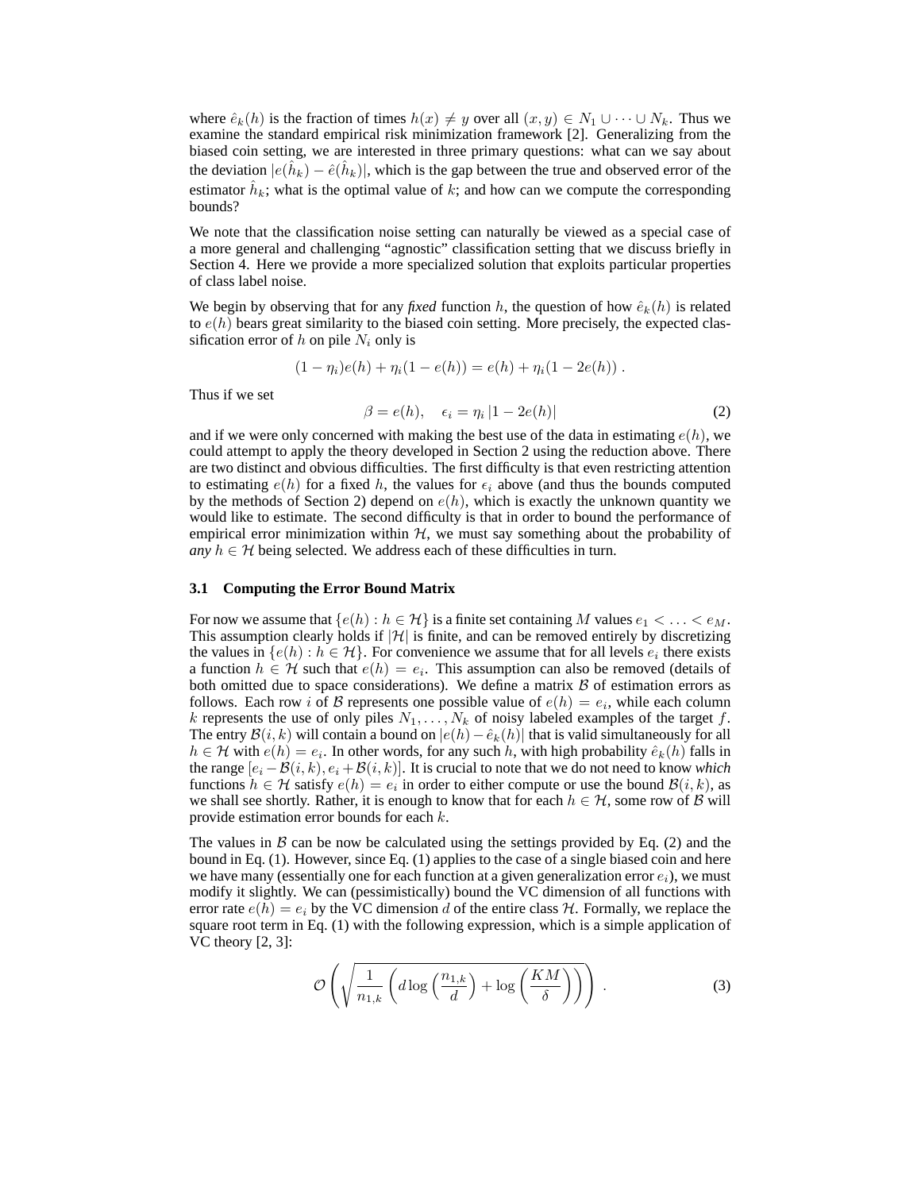where $\hat{e}_k(h)$ is the fraction of times $h(x) \neq y$ over all $(x, y) \in N_1 \cup \cdots \cup N_k$. Thus we examine the standard empirical risk minimization framework [2]. Generalizing from the biased coin setting, we are interested in three primary questions: what can we say about the deviation $|e(\hat{h}_k) - \hat{e}(\hat{h}_k)|$, which is the gap between the true and observed error of the estimator $\hat{h}_k$; what is the optimal value of $k$; and how can we compute the corresponding bounds?

We note that the classification noise setting can naturally be viewed as a special case of a more general and challenging "agnostic" classification setting that we discuss briefly in Section 4. Here we provide a more specialized solution that exploits particular properties of class label noise.

We begin by observing that for any *fixed* function $h$, the question of how $\hat{e}_k(h)$ is related to $e(h)$ bears great similarity to the biased coin setting. More precisely, the expected classification error of $h$ on pile $N_i$ only is

$$(1 - \eta_i)e(h) + \eta_i(1 - e(h)) = e(h) + \eta_i(1 - 2e(h)) .$$

Thus if we set

$$\beta = e(h), \quad \epsilon_i = \eta_i \, |1 - 2e(h)| \tag{2}$$

and if we were only concerned with making the best use of the data in estimating $e(h)$, we could attempt to apply the theory developed in Section 2 using the reduction above. There are two distinct and obvious difficulties. The first difficulty is that even restricting attention to estimating $e(h)$ for a fixed $h$, the values for $\epsilon_i$ above (and thus the bounds computed by the methods of Section 2) depend on $e(h)$, which is exactly the unknown quantity we would like to estimate. The second difficulty is that in order to bound the performance of empirical error minimization within $\mathcal{H}$, we must say something about the probability of *any* $h \in \mathcal{H}$ being selected. We address each of these difficulties in turn.

### 3.1 Computing the Error Bound Matrix

For now we assume that $\{e(h) : h \in \mathcal{H}\}$ is a finite set containing $M$ values $e_1 < \ldots < e_M$. This assumption clearly holds if $|\mathcal{H}|$ is finite, and can be removed entirely by discretizing the values in $\{e(h) : h \in \mathcal{H}\}$. For convenience we assume that for all levels $e_i$ there exists a function $h \in \mathcal{H}$ such that $e(h) = e_i$. This assumption can also be removed (details of both omitted due to space considerations). We define a matrix $\mathcal{B}$ of estimation errors as follows. Each row $i$ of $\mathcal{B}$ represents one possible value of $e(h) = e_i$, while each column $k$ represents the use of only piles $N_1, \ldots, N_k$ of noisy labeled examples of the target $f$. The entry $\mathcal{B}(i, k)$ will contain a bound on $|e(h) - \hat{e}_k(h)|$ that is valid simultaneously for all $h \in \mathcal{H}$ with $e(h) = e_i$. In other words, for any such $h$, with high probability $\hat{e}_k(h)$ falls in the range $[e_i - \mathcal{B}(i, k), e_i + \mathcal{B}(i, k)]$. It is crucial to note that we do not need to know *which* functions $h \in \mathcal{H}$ satisfy $e(h) = e_i$ in order to either compute or use the bound $\mathcal{B}(i, k)$, as we shall see shortly. Rather, it is enough to know that for each $h \in \mathcal{H}$, some row of $\mathcal{B}$ will provide estimation error bounds for each $k$.

The values in $\mathcal{B}$ can be now be calculated using the settings provided by Eq. (2) and the bound in Eq. (1). However, since Eq. (1) applies to the case of a single biased coin and here we have many (essentially one for each function at a given generalization error $e_i$), we must modify it slightly. We can (pessimistically) bound the VC dimension of all functions with error rate $e(h) = e_i$ by the VC dimension $d$ of the entire class $\mathcal{H}$. Formally, we replace the square root term in Eq. (1) with the following expression, which is a simple application of VC theory [2, 3]:

$$\mathcal{O}\left(\sqrt{\frac{1}{n_{1,k}}\left(d \log\left(\frac{n_{1,k}}{d}\right) + \log\left(\frac{KM}{\delta}\right)\right)}\right) . \tag{3}$$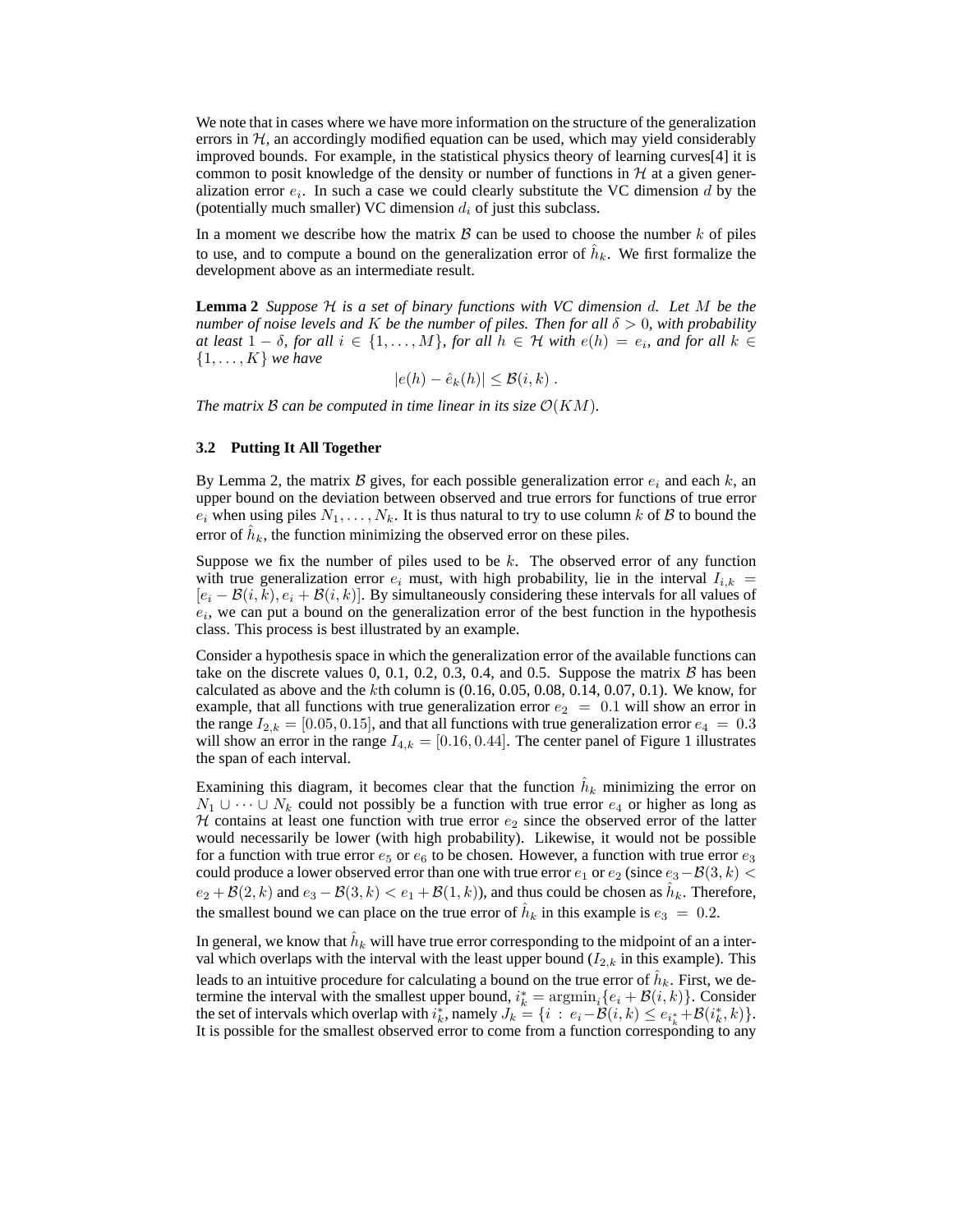We note that in cases where we have more information on the structure of the generalization errors in $\mathcal{H}$, an accordingly modified equation can be used, which may yield considerably improved bounds. For example, in the statistical physics theory of learning curves[4] it is common to posit knowledge of the density or number of functions in $\mathcal{H}$ at a given generalization error $e_i$. In such a case we could clearly substitute the VC dimension $d$ by the (potentially much smaller) VC dimension $d_i$ of just this subclass.

In a moment we describe how the matrix $\mathcal{B}$ can be used to choose the number $k$ of piles to use, and to compute a bound on the generalization error of $\hat{h}_k$. We first formalize the development above as an intermediate result.

**Lemma 2** *Suppose $\mathcal{H}$ is a set of binary functions with VC dimension $d$. Let $M$ be the number of noise levels and $K$ be the number of piles. Then for all $\delta > 0$, with probability at least $1 - \delta$, for all $i \in \{1, \ldots, M\}$, for all $h \in \mathcal{H}$ with $e(h) = e_i$, and for all $k \in \{1, \ldots, K\}$ we have*

$$|e(h) - \hat{e}_k(h)| \leq \mathcal{B}(i, k) \ .$$

*The matrix $\mathcal{B}$ can be computed in time linear in its size $\mathcal{O}(KM)$.*

### 3.2 Putting It All Together

By Lemma 2, the matrix $\mathcal{B}$ gives, for each possible generalization error $e_i$ and each $k$, an upper bound on the deviation between observed and true errors for functions of true error $e_i$ when using piles $N_1, \ldots, N_k$. It is thus natural to try to use column $k$ of $\mathcal{B}$ to bound the error of $\hat{h}_k$, the function minimizing the observed error on these piles.

Suppose we fix the number of piles used to be $k$. The observed error of any function with true generalization error $e_i$ must, with high probability, lie in the interval $I_{i,k} = [e_i - \mathcal{B}(i, k), e_i + \mathcal{B}(i, k)]$. By simultaneously considering these intervals for all values of $e_i$, we can put a bound on the generalization error of the best function in the hypothesis class. This process is best illustrated by an example.

Consider a hypothesis space in which the generalization error of the available functions can take on the discrete values 0, 0.1, 0.2, 0.3, 0.4, and 0.5. Suppose the matrix $\mathcal{B}$ has been calculated as above and the $k$th column is (0.16, 0.05, 0.08, 0.14, 0.07, 0.1). We know, for example, that all functions with true generalization error $e_2 = 0.1$ will show an error in the range $I_{2,k} = [0.05, 0.15]$, and that all functions with true generalization error $e_4 = 0.3$ will show an error in the range $I_{4,k} = [0.16, 0.44]$. The center panel of Figure 1 illustrates the span of each interval.

Examining this diagram, it becomes clear that the function $\hat{h}_k$ minimizing the error on $N_1 \cup \cdots \cup N_k$ could not possibly be a function with true error $e_4$ or higher as long as $\mathcal{H}$ contains at least one function with true error $e_2$ since the observed error of the latter would necessarily be lower (with high probability). Likewise, it would not be possible for a function with true error $e_5$ or $e_6$ to be chosen. However, a function with true error $e_3$ could produce a lower observed error than one with true error $e_1$ or $e_2$ (since $e_3 - \mathcal{B}(3, k) < e_2 + \mathcal{B}(2, k)$ and $e_3 - \mathcal{B}(3, k) < e_1 + \mathcal{B}(1, k)$), and thus could be chosen as $\hat{h}_k$. Therefore, the smallest bound we can place on the true error of $\hat{h}_k$ in this example is $e_3 = 0.2$.

In general, we know that $\hat{h}_k$ will have true error corresponding to the midpoint of an a interval which overlaps with the interval with the least upper bound ($I_{2,k}$ in this example). This leads to an intuitive procedure for calculating a bound on the true error of $\hat{h}_k$. First, we determine the interval with the smallest upper bound, $i_k^* = \operatorname{argmin}_i \{e_i + \mathcal{B}(i, k)\}$. Consider the set of intervals which overlap with $i_k^*$, namely $J_k = \{i \,:\, e_i - \mathcal{B}(i, k) \leq e_{i_k^*} + \mathcal{B}(i_k^*, k)\}$. It is possible for the smallest observed error to come from a function corresponding to any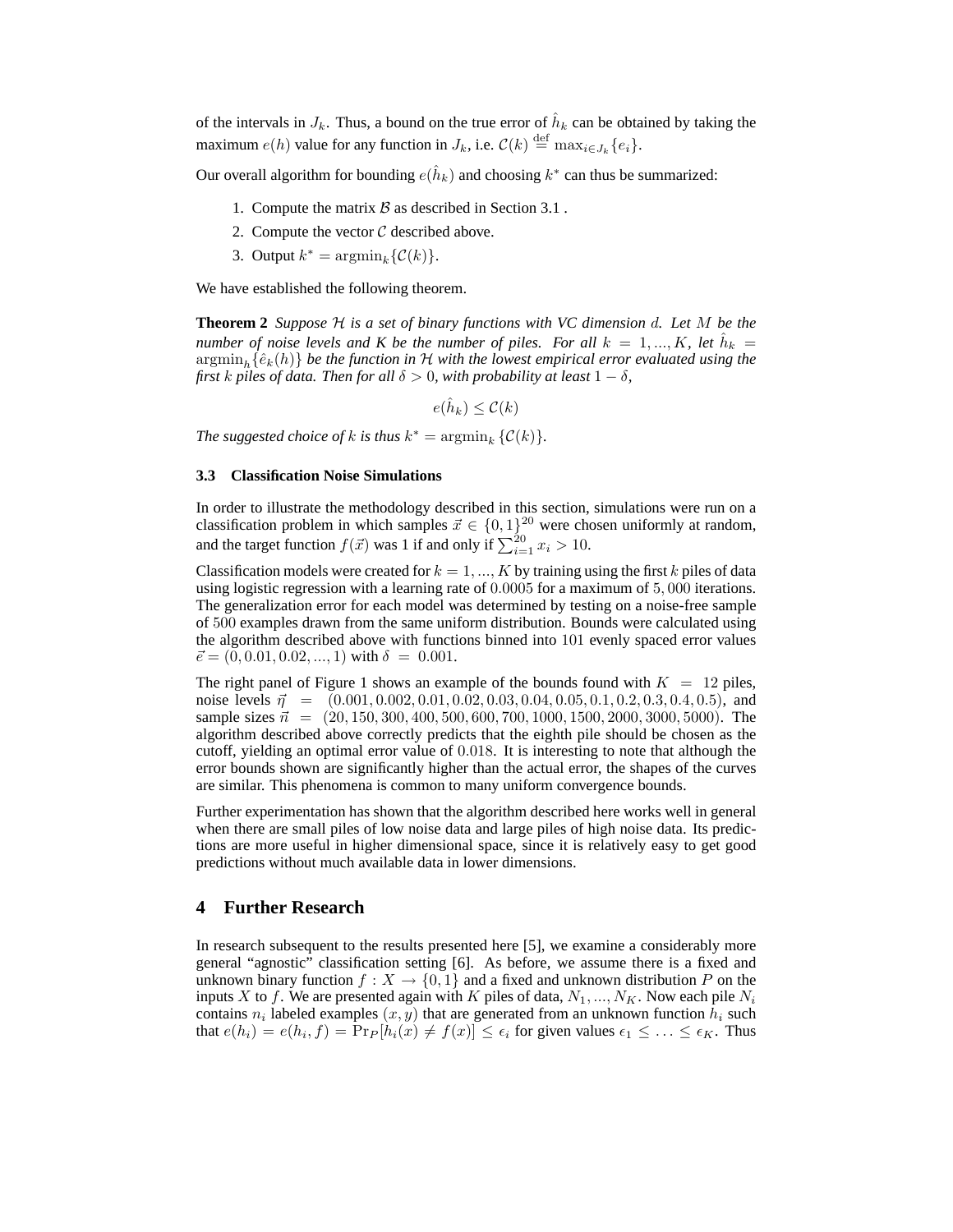of the intervals in $J_k$. Thus, a bound on the true error of $\hat{h}_k$ can be obtained by taking the maximum $e(h)$ value for any function in $J_k$, i.e. $\mathcal{C}(k) \stackrel{\text{def}}{=} \max_{i \in J_k}\{e_i\}$.

Our overall algorithm for bounding $e(\hat{h}_k)$ and choosing $k^*$ can thus be summarized:

1. Compute the matrix $\mathcal{B}$ as described in Section 3.1 .
2. Compute the vector $\mathcal{C}$ described above.
3. Output $k^* = \text{argmin}_k\{\mathcal{C}(k)\}$.

We have established the following theorem.

**Theorem 2** *Suppose $\mathcal{H}$ is a set of binary functions with VC dimension $d$. Let $M$ be the number of noise levels and $K$ be the number of piles. For all $k = 1, ..., K$, let $\hat{h}_k = \text{argmin}_h\{\hat{e}_k(h)\}$ be the function in $\mathcal{H}$ with the lowest empirical error evaluated using the first $k$ piles of data. Then for all $\delta > 0$, with probability at least $1 - \delta$,*

$$e(\hat{h}_k) \leq \mathcal{C}(k)$$

*The suggested choice of $k$ is thus $k^* = \text{argmin}_k \{\mathcal{C}(k)\}$.*

### 3.3 Classification Noise Simulations

In order to illustrate the methodology described in this section, simulations were run on a classification problem in which samples $\vec{x} \in \{0,1\}^{20}$ were chosen uniformly at random, and the target function $f(\vec{x})$ was 1 if and only if $\sum_{i=1}^{20} x_i > 10$.

Classification models were created for $k = 1, ..., K$ by training using the first $k$ piles of data using logistic regression with a learning rate of $0.0005$ for a maximum of $5,000$ iterations. The generalization error for each model was determined by testing on a noise-free sample of $500$ examples drawn from the same uniform distribution. Bounds were calculated using the algorithm described above with functions binned into $101$ evenly spaced error values $\vec{e} = (0, 0.01, 0.02, ..., 1)$ with $\delta = 0.001$.

The right panel of Figure 1 shows an example of the bounds found with $K = 12$ piles, noise levels $\vec{\eta} = (0.001, 0.002, 0.01, 0.02, 0.03, 0.04, 0.05, 0.1, 0.2, 0.3, 0.4, 0.5)$, and sample sizes $\vec{n} = (20, 150, 300, 400, 500, 600, 700, 1000, 1500, 2000, 3000, 5000)$. The algorithm described above correctly predicts that the eighth pile should be chosen as the cutoff, yielding an optimal error value of $0.018$. It is interesting to note that although the error bounds shown are significantly higher than the actual error, the shapes of the curves are similar. This phenomena is common to many uniform convergence bounds.

Further experimentation has shown that the algorithm described here works well in general when there are small piles of low noise data and large piles of high noise data. Its predictions are more useful in higher dimensional space, since it is relatively easy to get good predictions without much available data in lower dimensions.

## 4 Further Research

In research subsequent to the results presented here [5], we examine a considerably more general "agnostic" classification setting [6]. As before, we assume there is a fixed and unknown binary function $f : X \to \{0,1\}$ and a fixed and unknown distribution $P$ on the inputs $X$ to $f$. We are presented again with $K$ piles of data, $N_1, ..., N_K$. Now each pile $N_i$ contains $n_i$ labeled examples $(x, y)$ that are generated from an unknown function $h_i$ such that $e(h_i) = e(h_i, f) = \Pr_P[h_i(x) \neq f(x)] \leq \epsilon_i$ for given values $\epsilon_1 \leq \ldots \leq \epsilon_K$. Thus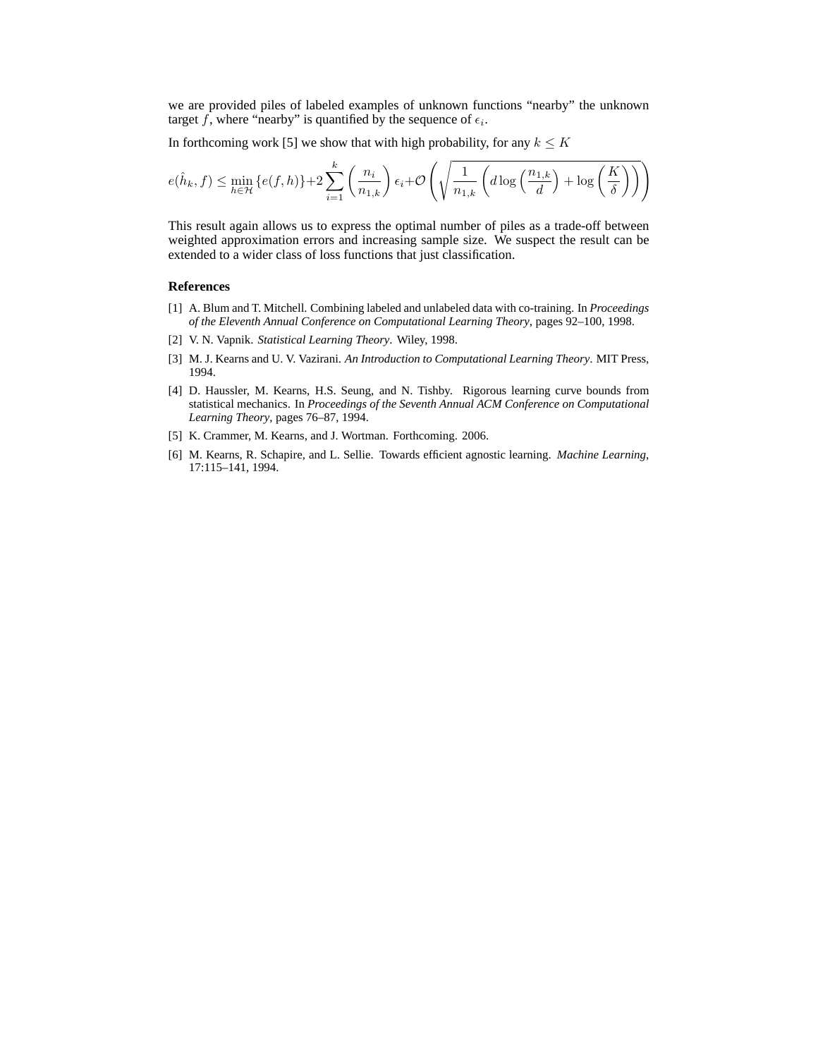we are provided piles of labeled examples of unknown functions "nearby" the unknown target $f$, where "nearby" is quantified by the sequence of $\epsilon_i$.

In forthcoming work [5] we show that with high probability, for any $k \leq K$

$$e(\hat{h}_k, f) \leq \min_{h \in \mathcal{H}} \{e(f, h)\} + 2 \sum_{i=1}^{k} \left( \frac{n_i}{n_{1,k}} \right) \epsilon_i + \mathcal{O}\left( \sqrt{\frac{1}{n_{1,k}} \left( d \log\left( \frac{n_{1,k}}{d} \right) + \log\left( \frac{K}{\delta} \right) \right)} \right)$$

This result again allows us to express the optimal number of piles as a trade-off between weighted approximation errors and increasing sample size. We suspect the result can be extended to a wider class of loss functions that just classification.

## References

[1] A. Blum and T. Mitchell. Combining labeled and unlabeled data with co-training. In *Proceedings of the Eleventh Annual Conference on Computational Learning Theory*, pages 92–100, 1998.

[2] V. N. Vapnik. *Statistical Learning Theory*. Wiley, 1998.

[3] M. J. Kearns and U. V. Vazirani. *An Introduction to Computational Learning Theory*. MIT Press, 1994.

[4] D. Haussler, M. Kearns, H.S. Seung, and N. Tishby. Rigorous learning curve bounds from statistical mechanics. In *Proceedings of the Seventh Annual ACM Conference on Computational Learning Theory*, pages 76–87, 1994.

[5] K. Crammer, M. Kearns, and J. Wortman. Forthcoming. 2006.

[6] M. Kearns, R. Schapire, and L. Sellie. Towards efficient agnostic learning. *Machine Learning*, 17:115–141, 1994.